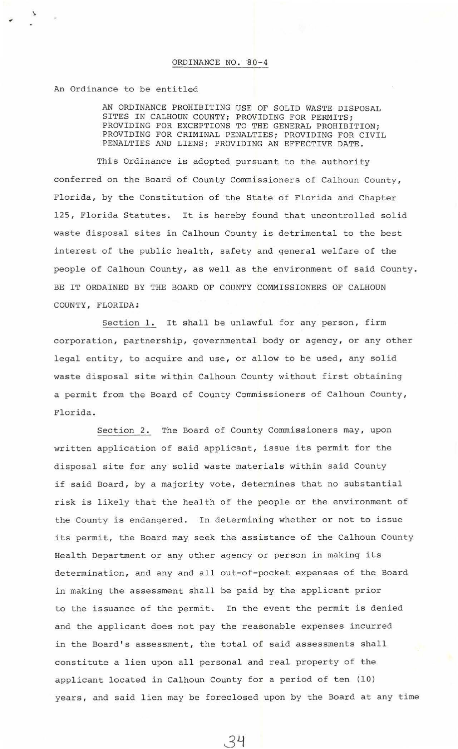# ORDINANCE NO. 80-4

An Ordinance to be entitled

> AN ORDINANCE PROHIBITING USE OF SOLID WASTE DISPOSAL SITES IN CALHOUN COUNTY; PROVIDING FOR PERMITS; PROVIDING FOR EXCEPTIONS TO THE GENERAL PROHIBITION; PROVIDING FOR CRIMINAL PENALTIES; PROVIDING FOR CIVIL PENALTIES AND LIENS; PROVIDING AN EFFECTIVE DATE.

This Ordinance is adopted pursuant to the authority conferred on the Board of County Commissioners of Calhoun County, Florida, by the Constitution of the State of Florida and Chapter 125, Florida Statutes. It is hereby found that uncontrolled solid waste disposal sites in Calhoun County is detrimental to the best interest of the public health, safety and general welfare of the people of Calhoun County, as well as the environment of said County. BE IT ORDAINED BY THE BOARD OF COUNTY COMMISSIONERS OF CALHOUN COUNTY, FLORIDA:

Section 1. It shall be unlawful for any person, firm corporation, partnership, governmental body or agency, or any other legal entity, to acquire and use, or allow to be used, any solid waste disposal site within Calhoun County without first obtaining a permit from the Board of County Commissioners of Calhoun County, Florida.

Section 2. The Board of County Commissioners may, upon written application of said applicant, issue its permit for the disposal site for any solid waste materials within said County if said Board, by a majority vote, determines that no substantial risk is likely that the health of the people or the environment of the County is endangered. In determining whether or not to issue its permit, the Board may seek the assistance of the Calhoun County Health Department or any other agency or person in making its determination, and any and all out-of-pocket expenses of the Board in making the assessment shall be paid by the applicant prior to the issuance of the permit. In the event the permit is denied and the applicant does not pay the reasonable expenses incurred in the Board's assessment, the total of said assessments shall constitute a lien upon all personal and real property of the applicant located in Calhoun County for a period of ten (10) years, and said lien may be foreclosed upon by the Board at any time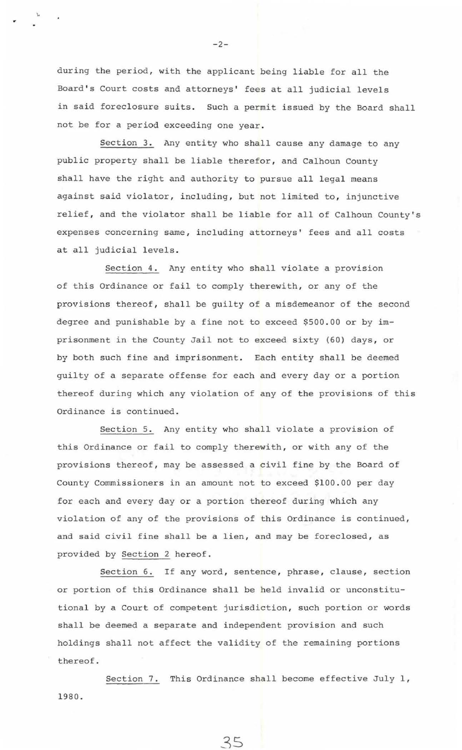during the period, with the applicant being liable for all the Board's Court costs and attorneys' fees at all judicial levels in said foreclosure suits. Such a permit issued by the Board shall not be for a period exceeding one year.

Section 3. Any entity who shall cause any damage to any public property shall be liable therefor, and Calhoun County shall have the right and authority to pursue all legal means against said violator, including, but not limited to, injunctive relief, and the violator shall be liable for all of Calhoun County's expenses concerning same, including attorneys' fees and all costs at all judicial levels.

Section 4. Any entity who shall violate a provision of this Ordinance or fail to comply therewith, or any of the provisions thereof, shall be guilty of a misdemeanor of the second degree and punishable by a fine not to exceed $500.00 or by imprisonment in the County Jail not to exceed sixty (60) days, or by both such fine and imprisonment. Each entity shall be deemed guilty of a separate offense for each and every day or a portion thereof during which any violation of any of the provisions of this Ordinance is continued.

Section 5. Any entity who shall violate a provision of this Ordinance or fail to comply therewith, or with any of the provisions thereof, may be assessed a civil fine by the Board of County Commissioners in an amount not to exceed $100.00 per day for each and every day or a portion thereof during which any violation of any of the provisions of this Ordinance is continued, and said civil fine shall be a lien, and may be foreclosed, as provided by Section 2 hereof.

Section 6. If any word, sentence, phrase, clause, section or portion of this Ordinance shall be held invalid or unconstitutional by a Court of competent jurisdiction, such portion or words shall be deemed a separate and independent provision and such holdings shall not affect the validity of the remaining portions thereof.

Section 7. This Ordinance shall become effective July 1, 1980.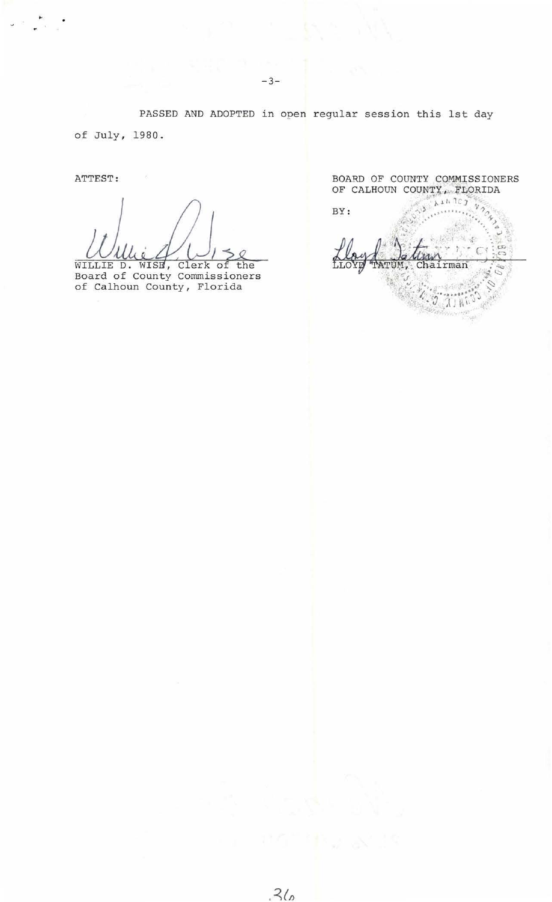PASSED AND ADOPTED in open regular session this 1st day of July, 1980.

ATTEST:

WILLIE D. WISE, Clerk of the
Board of County Commissioners
of Calhoun County, Florida

BOARD OF COUNTY COMMISSIONERS
OF CALHOUN COUNTY, FLORIDA

BY:

LLOYD TATUM, Chairman